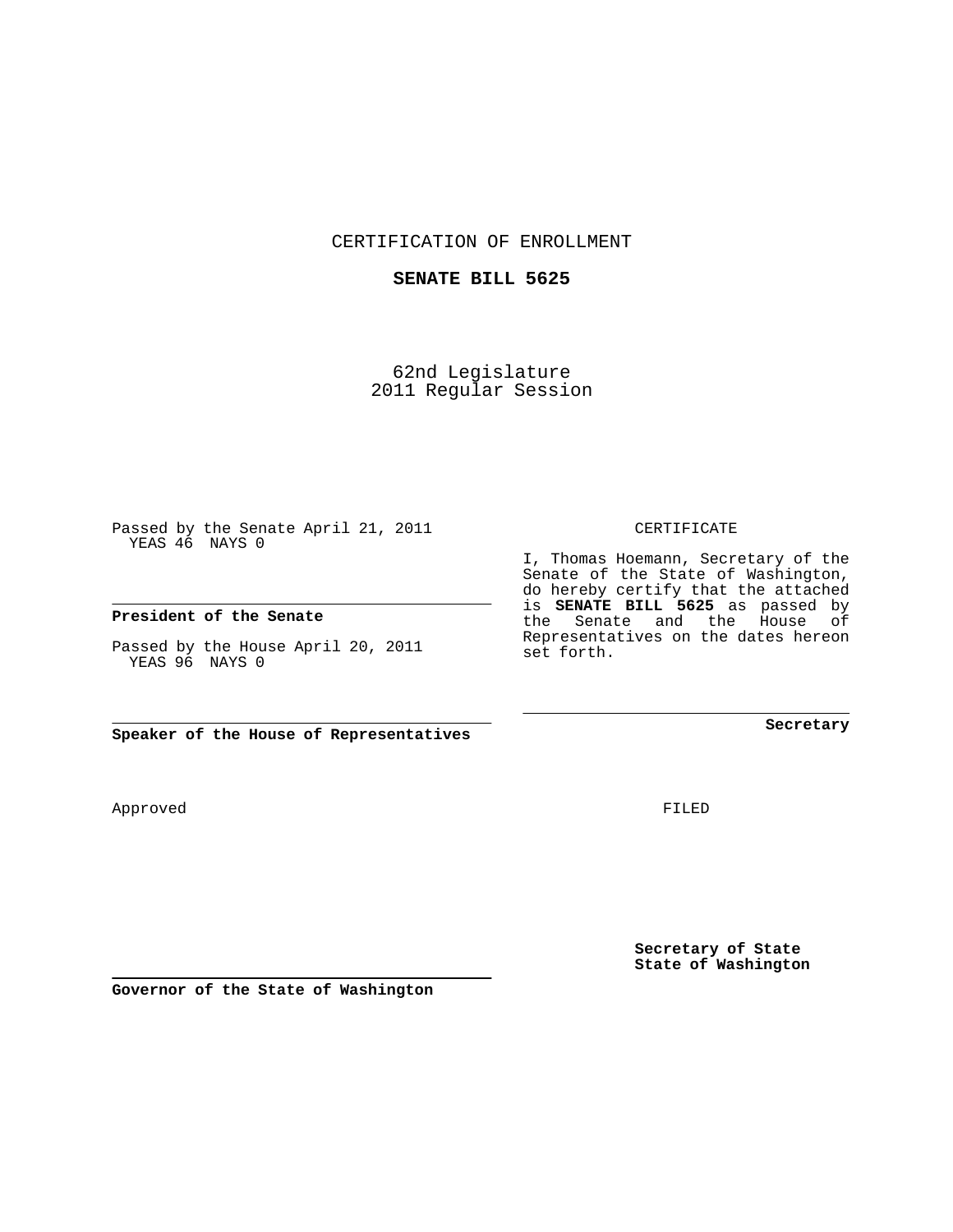CERTIFICATION OF ENROLLMENT

**SENATE BILL 5625**

62nd Legislature
2011 Regular Session

Passed by the Senate April 21, 2011
YEAS 46 NAYS 0

**President of the Senate**

Passed by the House April 20, 2011
YEAS 96 NAYS 0

**Speaker of the House of Representatives**

CERTIFICATE

I, Thomas Hoemann, Secretary of the Senate of the State of Washington, do hereby certify that the attached is **SENATE BILL 5625** as passed by the Senate and the House of Representatives on the dates hereon set forth.

**Secretary**

Approved

FILED

**Governor of the State of Washington**

**Secretary of State**
**State of Washington**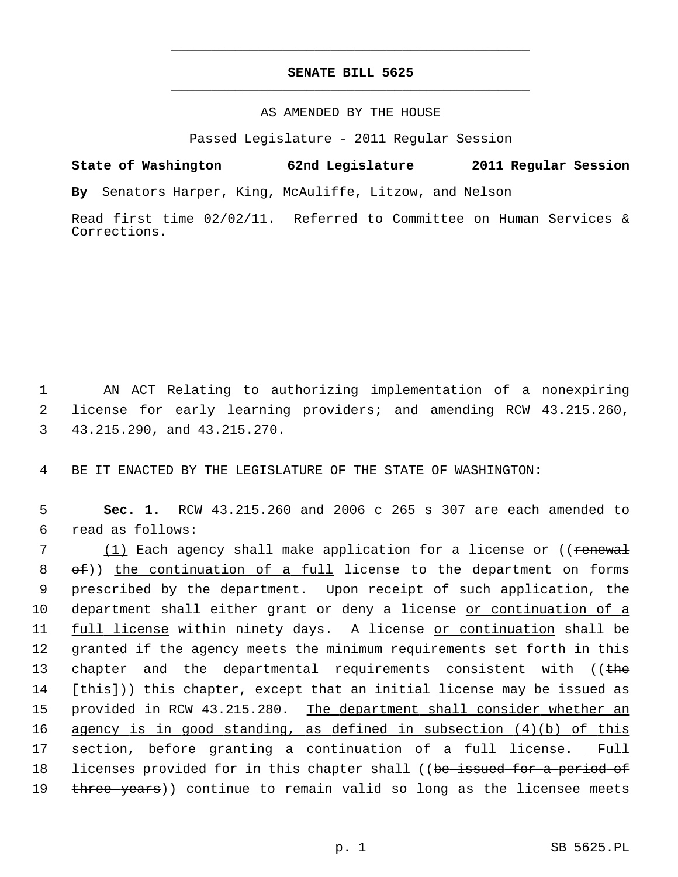# SENATE BILL 5625

AS AMENDED BY THE HOUSE

Passed Legislature - 2011 Regular Session

**State of Washington 62nd Legislature 2011 Regular Session**

**By** Senators Harper, King, McAuliffe, Litzow, and Nelson

Read first time 02/02/11. Referred to Committee on Human Services & Corrections.

AN ACT Relating to authorizing implementation of a nonexpiring license for early learning providers; and amending RCW 43.215.260, 43.215.290, and 43.215.270.

BE IT ENACTED BY THE LEGISLATURE OF THE STATE OF WASHINGTON:

**Sec. 1.** RCW 43.215.260 and 2006 c 265 s 307 are each amended to read as follows:

(1) Each agency shall make application for a license or ((~~renewal of~~)) the continuation of a full license to the department on forms prescribed by the department. Upon receipt of such application, the department shall either grant or deny a license or continuation of a full license within ninety days. A license or continuation shall be granted if the agency meets the minimum requirements set forth in this chapter and the departmental requirements consistent with ((~~the [this]~~)) this chapter, except that an initial license may be issued as provided in RCW 43.215.280. The department shall consider whether an agency is in good standing, as defined in subsection (4)(b) of this section, before granting a continuation of a full license. Full licenses provided for in this chapter shall ((~~be issued for a period of three years~~)) continue to remain valid so long as the licensee meets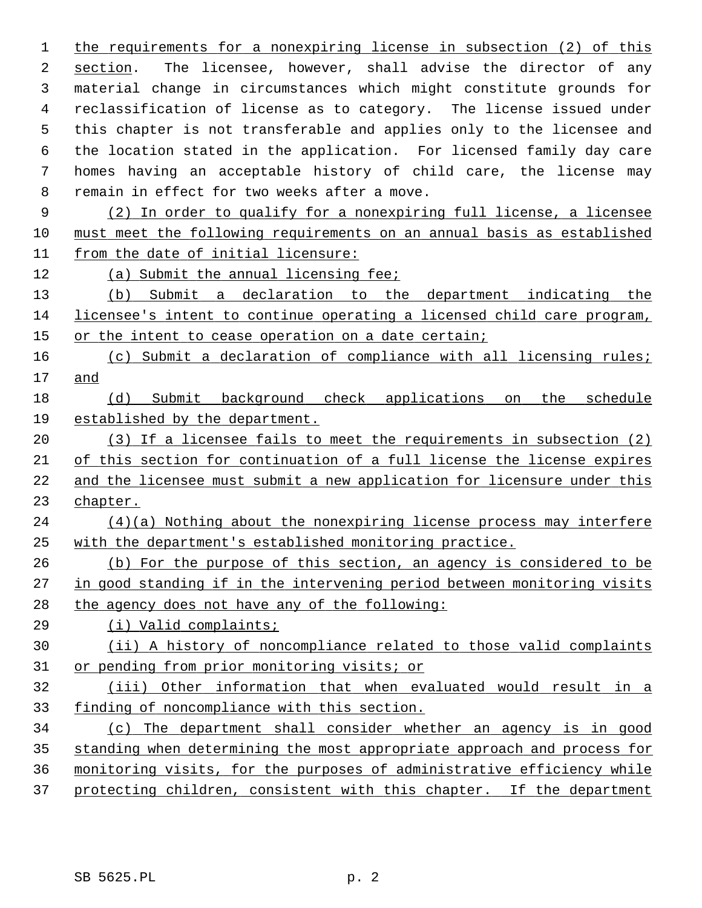the requirements for a nonexpiring license in subsection (2) of this section. The licensee, however, shall advise the director of any material change in circumstances which might constitute grounds for reclassification of license as to category. The license issued under this chapter is not transferable and applies only to the licensee and the location stated in the application. For licensed family day care homes having an acceptable history of child care, the license may remain in effect for two weeks after a move.

(2) In order to qualify for a nonexpiring full license, a licensee must meet the following requirements on an annual basis as established from the date of initial licensure:

(a) Submit the annual licensing fee;

(b) Submit a declaration to the department indicating the licensee's intent to continue operating a licensed child care program, or the intent to cease operation on a date certain;

(c) Submit a declaration of compliance with all licensing rules; and

(d) Submit background check applications on the schedule established by the department.

(3) If a licensee fails to meet the requirements in subsection (2) of this section for continuation of a full license the license expires and the licensee must submit a new application for licensure under this chapter.

(4)(a) Nothing about the nonexpiring license process may interfere with the department's established monitoring practice.

(b) For the purpose of this section, an agency is considered to be in good standing if in the intervening period between monitoring visits the agency does not have any of the following:

(i) Valid complaints;

(ii) A history of noncompliance related to those valid complaints or pending from prior monitoring visits; or

(iii) Other information that when evaluated would result in a finding of noncompliance with this section.

(c) The department shall consider whether an agency is in good standing when determining the most appropriate approach and process for monitoring visits, for the purposes of administrative efficiency while protecting children, consistent with this chapter. If the department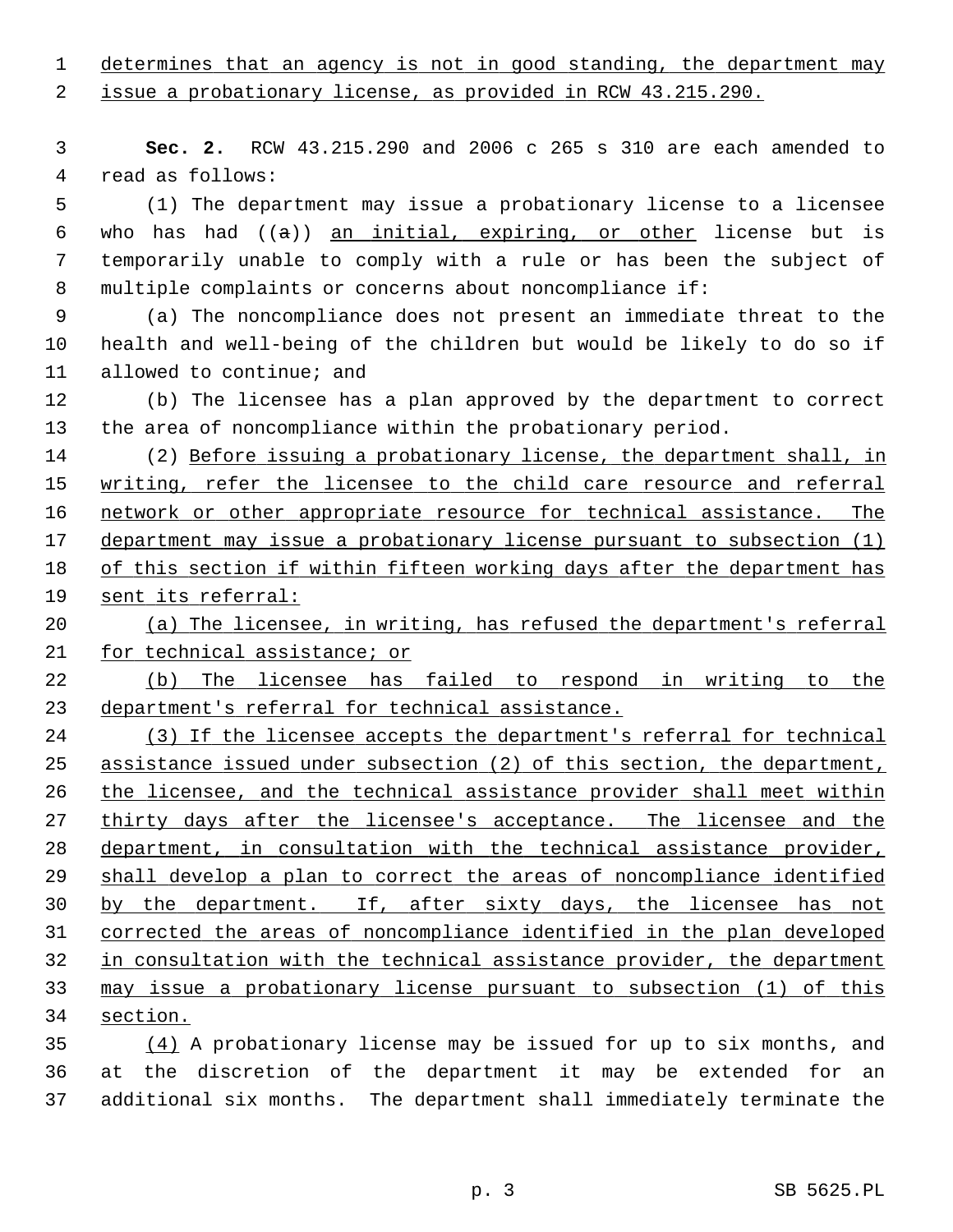determines that an agency is not in good standing, the department may issue a probationary license, as provided in RCW 43.215.290.

**Sec. 2.** RCW 43.215.290 and 2006 c 265 s 310 are each amended to read as follows:

(1) The department may issue a probationary license to a licensee who has had ((a)) an initial, expiring, or other license but is temporarily unable to comply with a rule or has been the subject of multiple complaints or concerns about noncompliance if:

(a) The noncompliance does not present an immediate threat to the health and well-being of the children but would be likely to do so if allowed to continue; and

(b) The licensee has a plan approved by the department to correct the area of noncompliance within the probationary period.

(2) Before issuing a probationary license, the department shall, in writing, refer the licensee to the child care resource and referral network or other appropriate resource for technical assistance. The department may issue a probationary license pursuant to subsection (1) of this section if within fifteen working days after the department has sent its referral:

(a) The licensee, in writing, has refused the department's referral for technical assistance; or

(b) The licensee has failed to respond in writing to the department's referral for technical assistance.

(3) If the licensee accepts the department's referral for technical assistance issued under subsection (2) of this section, the department, the licensee, and the technical assistance provider shall meet within thirty days after the licensee's acceptance. The licensee and the department, in consultation with the technical assistance provider, shall develop a plan to correct the areas of noncompliance identified by the department. If, after sixty days, the licensee has not corrected the areas of noncompliance identified in the plan developed in consultation with the technical assistance provider, the department may issue a probationary license pursuant to subsection (1) of this section.

(4) A probationary license may be issued for up to six months, and at the discretion of the department it may be extended for an additional six months. The department shall immediately terminate the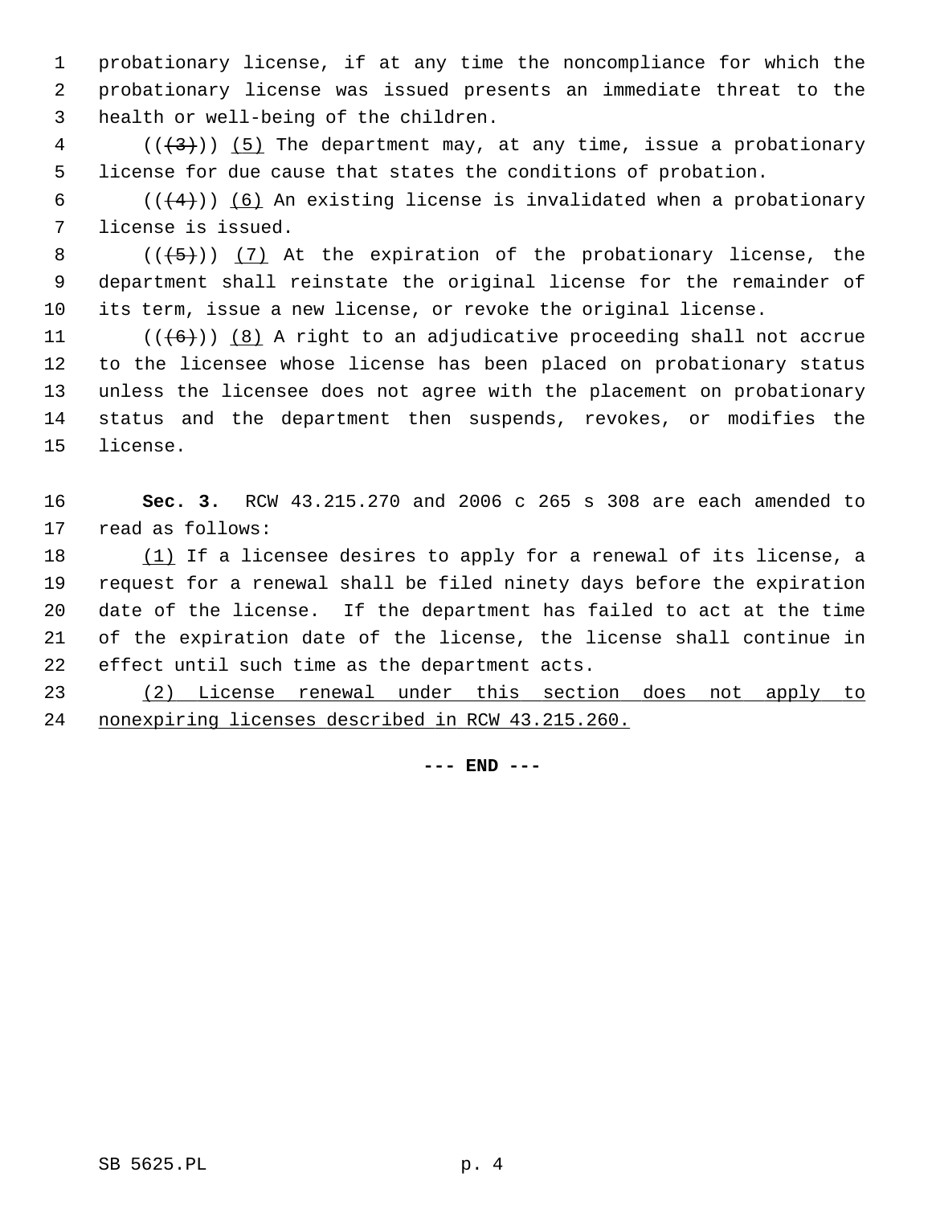probationary license, if at any time the noncompliance for which the probationary license was issued presents an immediate threat to the health or well-being of the children.

((~~(3)~~)) <u>(5)</u> The department may, at any time, issue a probationary license for due cause that states the conditions of probation.

((~~(4)~~)) <u>(6)</u> An existing license is invalidated when a probationary license is issued.

((~~(5)~~)) <u>(7)</u> At the expiration of the probationary license, the department shall reinstate the original license for the remainder of its term, issue a new license, or revoke the original license.

((~~(6)~~)) <u>(8)</u> A right to an adjudicative proceeding shall not accrue to the licensee whose license has been placed on probationary status unless the licensee does not agree with the placement on probationary status and the department then suspends, revokes, or modifies the license.

**Sec. 3.** RCW 43.215.270 and 2006 c 265 s 308 are each amended to read as follows:

<u>(1)</u> If a licensee desires to apply for a renewal of its license, a request for a renewal shall be filed ninety days before the expiration date of the license. If the department has failed to act at the time of the expiration date of the license, the license shall continue in effect until such time as the department acts.

<u>(2) License renewal under this section does not apply to nonexpiring licenses described in RCW 43.215.260.</u>

**--- END ---**